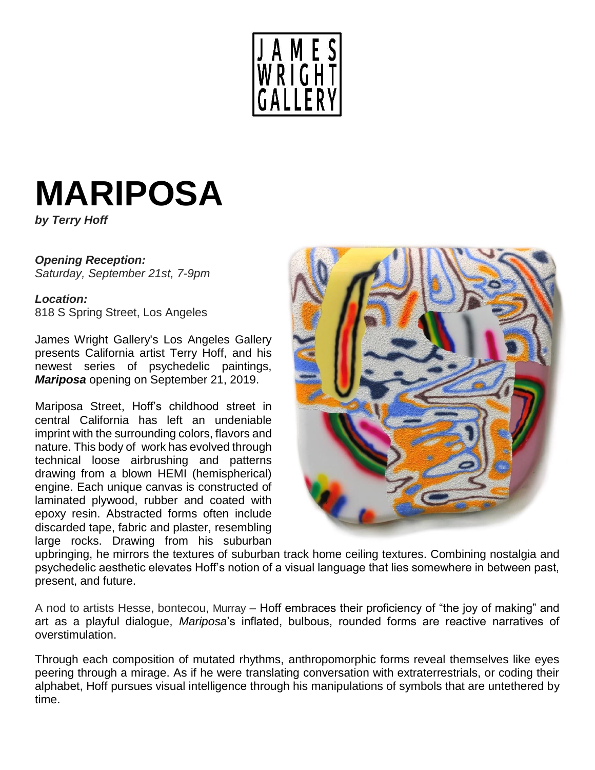JAMES WRIGHT GALLERY

# MARIPOSA

***by Terry Hoff***

***Opening Reception:***
*Saturday, September 21st, 7-9pm*

***Location:***
818 S Spring Street, Los Angeles

James Wright Gallery's Los Angeles Gallery presents California artist Terry Hoff, and his newest series of psychedelic paintings, ***Mariposa*** opening on September 21, 2019.

Mariposa Street, Hoff's childhood street in central California has left an undeniable imprint with the surrounding colors, flavors and nature. This body of work has evolved through technical loose airbrushing and patterns drawing from a blown HEMI (hemispherical) engine. Each unique canvas is constructed of laminated plywood, rubber and coated with epoxy resin. Abstracted forms often include discarded tape, fabric and plaster, resembling large rocks. Drawing from his suburban upbringing, he mirrors the textures of suburban track home ceiling textures. Combining nostalgia and psychedelic aesthetic elevates Hoff's notion of a visual language that lies somewhere in between past, present, and future.

A nod to artists Hesse, bontecou, Murray – Hoff embraces their proficiency of "the joy of making" and art as a playful dialogue, *Mariposa*'s inflated, bulbous, rounded forms are reactive narratives of overstimulation.

Through each composition of mutated rhythms, anthropomorphic forms reveal themselves like eyes peering through a mirage. As if he were translating conversation with extraterrestrials, or coding their alphabet, Hoff pursues visual intelligence through his manipulations of symbols that are untethered by time.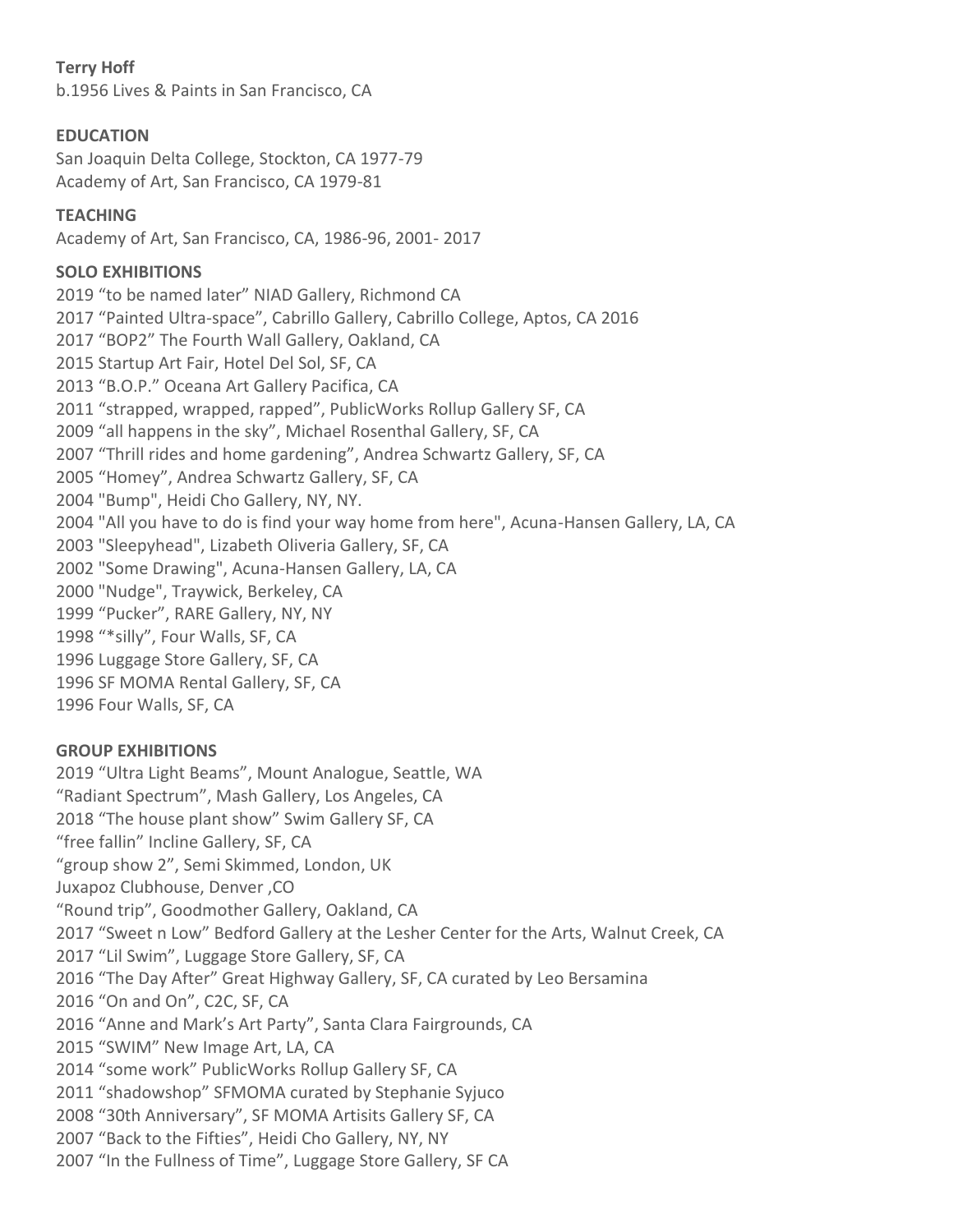**Terry Hoff**
b.1956 Lives & Paints in San Francisco, CA

**EDUCATION**
San Joaquin Delta College, Stockton, CA 1977-79
Academy of Art, San Francisco, CA 1979-81

**TEACHING**
Academy of Art, San Francisco, CA, 1986-96, 2001- 2017

**SOLO EXHIBITIONS**
2019 “to be named later” NIAD Gallery, Richmond CA
2017 “Painted Ultra-space”, Cabrillo Gallery, Cabrillo College, Aptos, CA 2016
2017 “BOP2” The Fourth Wall Gallery, Oakland, CA
2015 Startup Art Fair, Hotel Del Sol, SF, CA
2013 “B.O.P.” Oceana Art Gallery Pacifica, CA
2011 “strapped, wrapped, rapped”, PublicWorks Rollup Gallery SF, CA
2009 “all happens in the sky”, Michael Rosenthal Gallery, SF, CA
2007 “Thrill rides and home gardening”, Andrea Schwartz Gallery, SF, CA
2005 “Homey”, Andrea Schwartz Gallery, SF, CA
2004 "Bump", Heidi Cho Gallery, NY, NY.
2004 "All you have to do is find your way home from here", Acuna-Hansen Gallery, LA, CA
2003 "Sleepyhead", Lizabeth Oliveria Gallery, SF, CA
2002 "Some Drawing", Acuna-Hansen Gallery, LA, CA
2000 "Nudge", Traywick, Berkeley, CA
1999 “Pucker”, RARE Gallery, NY, NY
1998 “*silly”, Four Walls, SF, CA
1996 Luggage Store Gallery, SF, CA
1996 SF MOMA Rental Gallery, SF, CA
1996 Four Walls, SF, CA

**GROUP EXHIBITIONS**
2019 “Ultra Light Beams”, Mount Analogue, Seattle, WA
“Radiant Spectrum”, Mash Gallery, Los Angeles, CA
2018 “The house plant show” Swim Gallery SF, CA
“free fallin” Incline Gallery, SF, CA
“group show 2”, Semi Skimmed, London, UK
Juxapoz Clubhouse, Denver ,CO
“Round trip”, Goodmother Gallery, Oakland, CA
2017 “Sweet n Low” Bedford Gallery at the Lesher Center for the Arts, Walnut Creek, CA
2017 “Lil Swim”, Luggage Store Gallery, SF, CA
2016 “The Day After” Great Highway Gallery, SF, CA curated by Leo Bersamina
2016 “On and On”, C2C, SF, CA
2016 “Anne and Mark’s Art Party”, Santa Clara Fairgrounds, CA
2015 “SWIM” New Image Art, LA, CA
2014 “some work” PublicWorks Rollup Gallery SF, CA
2011 “shadowshop” SFMOMA curated by Stephanie Syjuco
2008 “30th Anniversary”, SF MOMA Artisits Gallery SF, CA
2007 “Back to the Fifties”, Heidi Cho Gallery, NY, NY
2007 “In the Fullness of Time”, Luggage Store Gallery, SF CA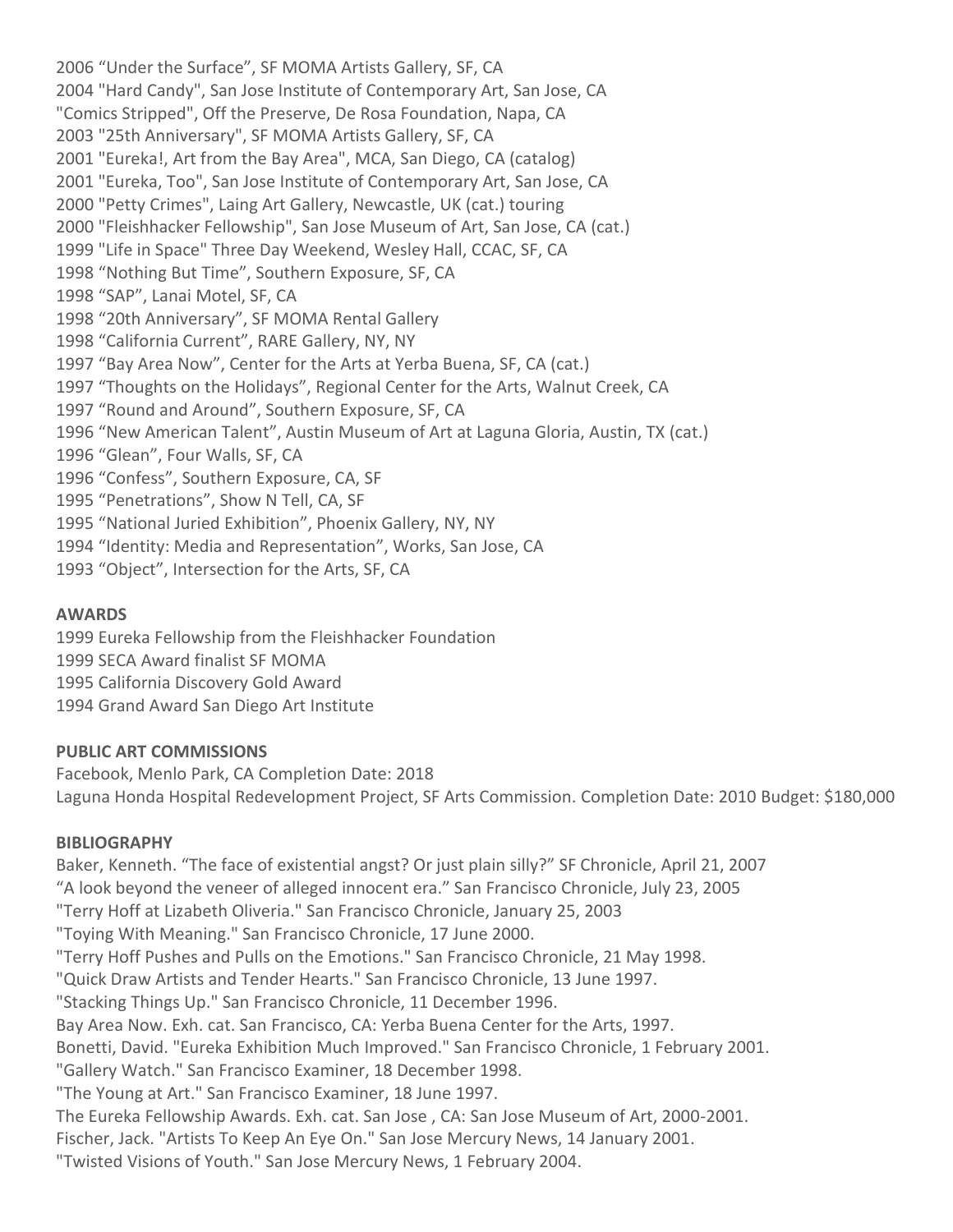2006 “Under the Surface”, SF MOMA Artists Gallery, SF, CA
2004 "Hard Candy", San Jose Institute of Contemporary Art, San Jose, CA
"Comics Stripped", Off the Preserve, De Rosa Foundation, Napa, CA
2003 "25th Anniversary", SF MOMA Artists Gallery, SF, CA
2001 "Eureka!, Art from the Bay Area", MCA, San Diego, CA (catalog)
2001 "Eureka, Too", San Jose Institute of Contemporary Art, San Jose, CA
2000 "Petty Crimes", Laing Art Gallery, Newcastle, UK (cat.) touring
2000 "Fleishhacker Fellowship", San Jose Museum of Art, San Jose, CA (cat.)
1999 "Life in Space" Three Day Weekend, Wesley Hall, CCAC, SF, CA
1998 “Nothing But Time”, Southern Exposure, SF, CA
1998 “SAP”, Lanai Motel, SF, CA
1998 “20th Anniversary”, SF MOMA Rental Gallery
1998 “California Current”, RARE Gallery, NY, NY
1997 “Bay Area Now”, Center for the Arts at Yerba Buena, SF, CA (cat.)
1997 “Thoughts on the Holidays”, Regional Center for the Arts, Walnut Creek, CA
1997 “Round and Around”, Southern Exposure, SF, CA
1996 “New American Talent”, Austin Museum of Art at Laguna Gloria, Austin, TX (cat.)
1996 “Glean”, Four Walls, SF, CA
1996 “Confess”, Southern Exposure, CA, SF
1995 “Penetrations”, Show N Tell, CA, SF
1995 “National Juried Exhibition”, Phoenix Gallery, NY, NY
1994 “Identity: Media and Representation”, Works, San Jose, CA
1993 “Object”, Intersection for the Arts, SF, CA

**AWARDS**

1999 Eureka Fellowship from the Fleishhacker Foundation
1999 SECA Award finalist SF MOMA
1995 California Discovery Gold Award
1994 Grand Award San Diego Art Institute

**PUBLIC ART COMMISSIONS**

Facebook, Menlo Park, CA Completion Date: 2018
Laguna Honda Hospital Redevelopment Project, SF Arts Commission. Completion Date: 2010 Budget: $180,000

**BIBLIOGRAPHY**

Baker, Kenneth. “The face of existential angst? Or just plain silly?” SF Chronicle, April 21, 2007
“A look beyond the veneer of alleged innocent era.” San Francisco Chronicle, July 23, 2005
"Terry Hoff at Lizabeth Oliveria." San Francisco Chronicle, January 25, 2003
"Toying With Meaning." San Francisco Chronicle, 17 June 2000.
"Terry Hoff Pushes and Pulls on the Emotions." San Francisco Chronicle, 21 May 1998.
"Quick Draw Artists and Tender Hearts." San Francisco Chronicle, 13 June 1997.
"Stacking Things Up." San Francisco Chronicle, 11 December 1996.
Bay Area Now. Exh. cat. San Francisco, CA: Yerba Buena Center for the Arts, 1997.
Bonetti, David. "Eureka Exhibition Much Improved." San Francisco Chronicle, 1 February 2001.
"Gallery Watch." San Francisco Examiner, 18 December 1998.
"The Young at Art." San Francisco Examiner, 18 June 1997.
The Eureka Fellowship Awards. Exh. cat. San Jose , CA: San Jose Museum of Art, 2000-2001.
Fischer, Jack. "Artists To Keep An Eye On." San Jose Mercury News, 14 January 2001.
"Twisted Visions of Youth." San Jose Mercury News, 1 February 2004.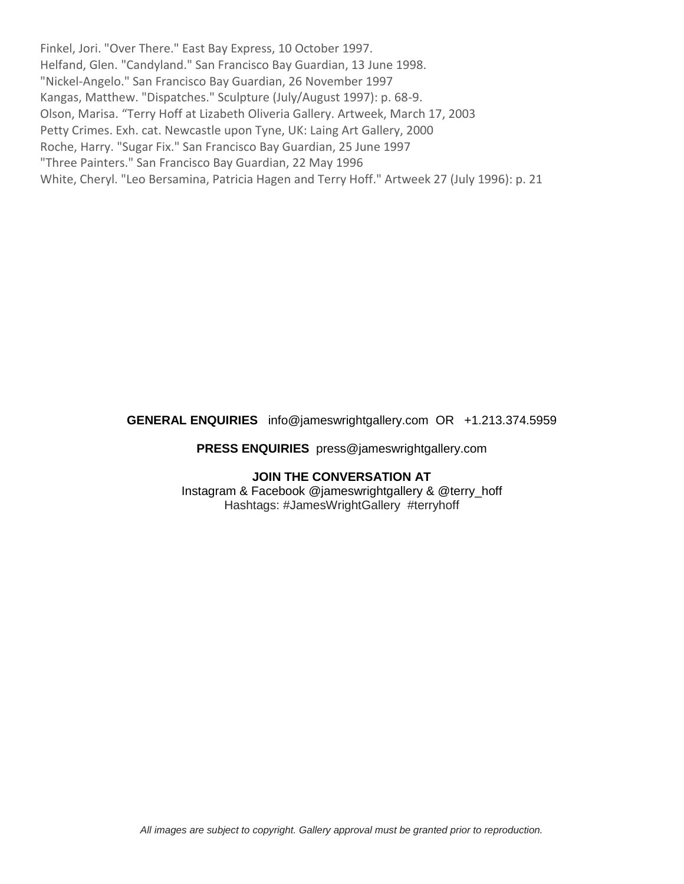Finkel, Jori. "Over There." East Bay Express, 10 October 1997.
Helfand, Glen. "Candyland." San Francisco Bay Guardian, 13 June 1998.
"Nickel-Angelo." San Francisco Bay Guardian, 26 November 1997
Kangas, Matthew. "Dispatches." Sculpture (July/August 1997): p. 68-9.
Olson, Marisa. "Terry Hoff at Lizabeth Oliveria Gallery. Artweek, March 17, 2003
Petty Crimes. Exh. cat. Newcastle upon Tyne, UK: Laing Art Gallery, 2000
Roche, Harry. "Sugar Fix." San Francisco Bay Guardian, 25 June 1997
"Three Painters." San Francisco Bay Guardian, 22 May 1996
White, Cheryl. "Leo Bersamina, Patricia Hagen and Terry Hoff." Artweek 27 (July 1996): p. 21

**GENERAL ENQUIRIES** info@jameswrightgallery.com OR +1.213.374.5959

**PRESS ENQUIRIES** press@jameswrightgallery.com

**JOIN THE CONVERSATION AT**
Instagram & Facebook @jameswrightgallery & @terry_hoff
Hashtags: #JamesWrightGallery #terryhoff

*All images are subject to copyright. Gallery approval must be granted prior to reproduction.*